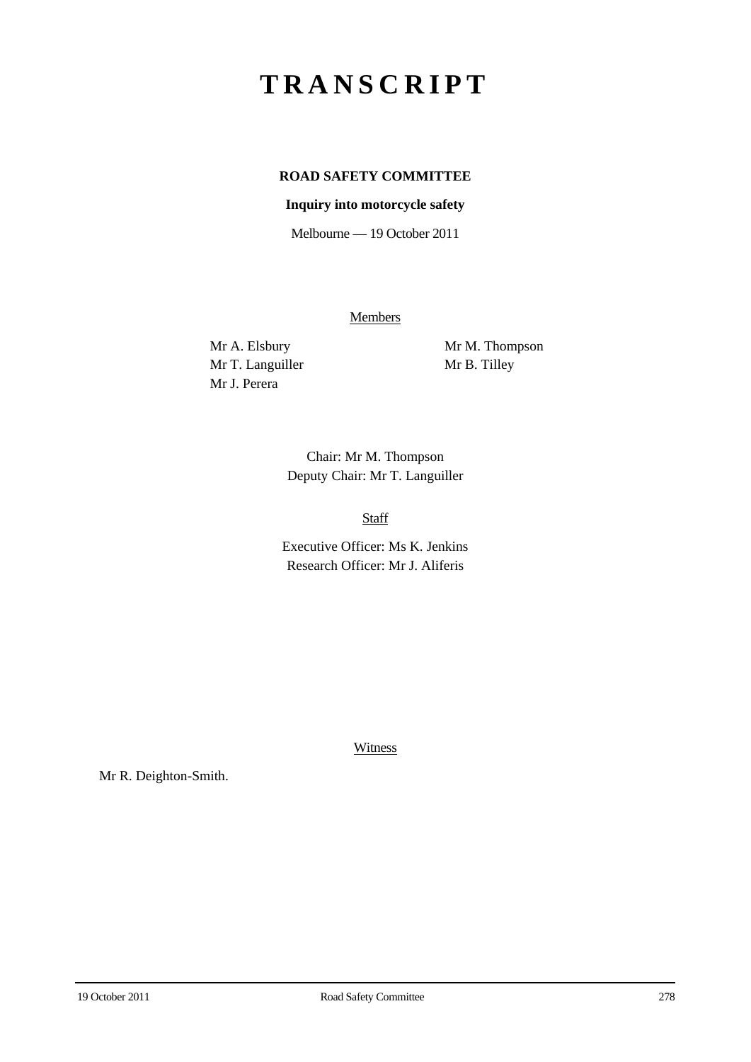# TRANSCRIPT

**ROAD SAFETY COMMITTEE**

**Inquiry into motorcycle safety**

Melbourne — 19 October 2011

Members

Mr A. Elsbury
Mr T. Languiller
Mr J. Perera
Mr M. Thompson
Mr B. Tilley

Chair: Mr M. Thompson
Deputy Chair: Mr T. Languiller

Staff

Executive Officer: Ms K. Jenkins
Research Officer: Mr J. Aliferis

Witness

Mr R. Deighton-Smith.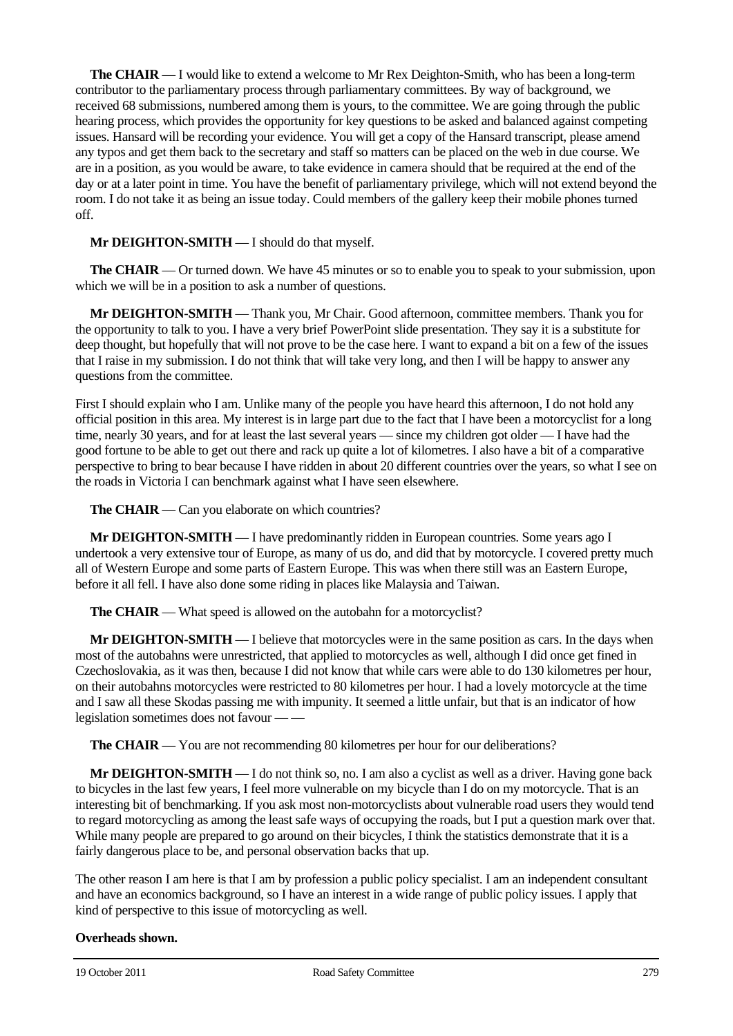**The CHAIR** — I would like to extend a welcome to Mr Rex Deighton-Smith, who has been a long-term contributor to the parliamentary process through parliamentary committees. By way of background, we received 68 submissions, numbered among them is yours, to the committee. We are going through the public hearing process, which provides the opportunity for key questions to be asked and balanced against competing issues. Hansard will be recording your evidence. You will get a copy of the Hansard transcript, please amend any typos and get them back to the secretary and staff so matters can be placed on the web in due course. We are in a position, as you would be aware, to take evidence in camera should that be required at the end of the day or at a later point in time. You have the benefit of parliamentary privilege, which will not extend beyond the room. I do not take it as being an issue today. Could members of the gallery keep their mobile phones turned off.

**Mr DEIGHTON-SMITH** — I should do that myself.

**The CHAIR** — Or turned down. We have 45 minutes or so to enable you to speak to your submission, upon which we will be in a position to ask a number of questions.

**Mr DEIGHTON-SMITH** — Thank you, Mr Chair. Good afternoon, committee members. Thank you for the opportunity to talk to you. I have a very brief PowerPoint slide presentation. They say it is a substitute for deep thought, but hopefully that will not prove to be the case here. I want to expand a bit on a few of the issues that I raise in my submission. I do not think that will take very long, and then I will be happy to answer any questions from the committee.

First I should explain who I am. Unlike many of the people you have heard this afternoon, I do not hold any official position in this area. My interest is in large part due to the fact that I have been a motorcyclist for a long time, nearly 30 years, and for at least the last several years — since my children got older — I have had the good fortune to be able to get out there and rack up quite a lot of kilometres. I also have a bit of a comparative perspective to bring to bear because I have ridden in about 20 different countries over the years, so what I see on the roads in Victoria I can benchmark against what I have seen elsewhere.

**The CHAIR** — Can you elaborate on which countries?

**Mr DEIGHTON-SMITH** — I have predominantly ridden in European countries. Some years ago I undertook a very extensive tour of Europe, as many of us do, and did that by motorcycle. I covered pretty much all of Western Europe and some parts of Eastern Europe. This was when there still was an Eastern Europe, before it all fell. I have also done some riding in places like Malaysia and Taiwan.

**The CHAIR** — What speed is allowed on the autobahn for a motorcyclist?

**Mr DEIGHTON-SMITH** — I believe that motorcycles were in the same position as cars. In the days when most of the autobahns were unrestricted, that applied to motorcycles as well, although I did once get fined in Czechoslovakia, as it was then, because I did not know that while cars were able to do 130 kilometres per hour, on their autobahns motorcycles were restricted to 80 kilometres per hour. I had a lovely motorcycle at the time and I saw all these Skodas passing me with impunity. It seemed a little unfair, but that is an indicator of how legislation sometimes does not favour — —

**The CHAIR** — You are not recommending 80 kilometres per hour for our deliberations?

**Mr DEIGHTON-SMITH** — I do not think so, no. I am also a cyclist as well as a driver. Having gone back to bicycles in the last few years, I feel more vulnerable on my bicycle than I do on my motorcycle. That is an interesting bit of benchmarking. If you ask most non-motorcyclists about vulnerable road users they would tend to regard motorcycling as among the least safe ways of occupying the roads, but I put a question mark over that. While many people are prepared to go around on their bicycles, I think the statistics demonstrate that it is a fairly dangerous place to be, and personal observation backs that up.

The other reason I am here is that I am by profession a public policy specialist. I am an independent consultant and have an economics background, so I have an interest in a wide range of public policy issues. I apply that kind of perspective to this issue of motorcycling as well.

**Overheads shown.**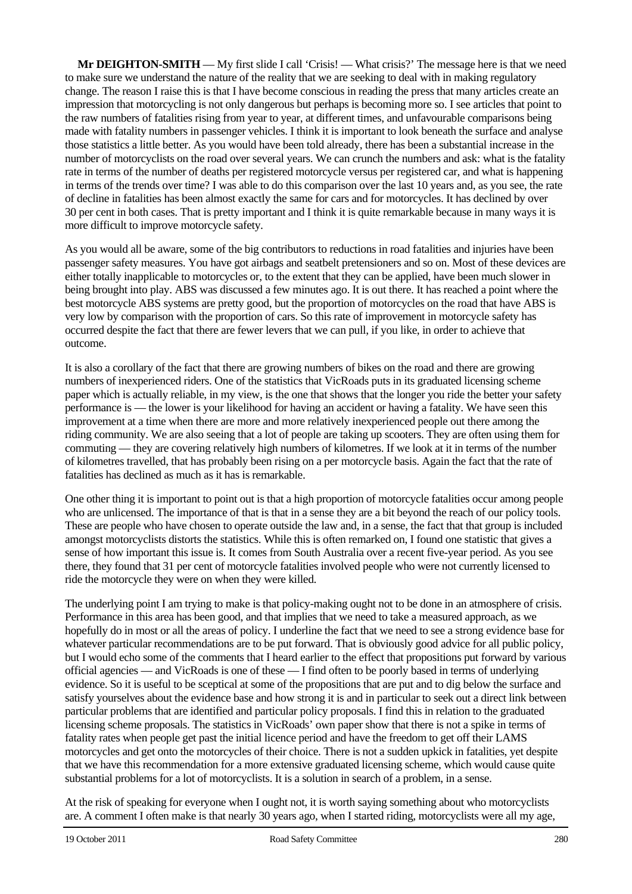**Mr DEIGHTON-SMITH** — My first slide I call 'Crisis! — What crisis?' The message here is that we need to make sure we understand the nature of the reality that we are seeking to deal with in making regulatory change. The reason I raise this is that I have become conscious in reading the press that many articles create an impression that motorcycling is not only dangerous but perhaps is becoming more so. I see articles that point to the raw numbers of fatalities rising from year to year, at different times, and unfavourable comparisons being made with fatality numbers in passenger vehicles. I think it is important to look beneath the surface and analyse those statistics a little better. As you would have been told already, there has been a substantial increase in the number of motorcyclists on the road over several years. We can crunch the numbers and ask: what is the fatality rate in terms of the number of deaths per registered motorcycle versus per registered car, and what is happening in terms of the trends over time? I was able to do this comparison over the last 10 years and, as you see, the rate of decline in fatalities has been almost exactly the same for cars and for motorcycles. It has declined by over 30 per cent in both cases. That is pretty important and I think it is quite remarkable because in many ways it is more difficult to improve motorcycle safety.

As you would all be aware, some of the big contributors to reductions in road fatalities and injuries have been passenger safety measures. You have got airbags and seatbelt pretensioners and so on. Most of these devices are either totally inapplicable to motorcycles or, to the extent that they can be applied, have been much slower in being brought into play. ABS was discussed a few minutes ago. It is out there. It has reached a point where the best motorcycle ABS systems are pretty good, but the proportion of motorcycles on the road that have ABS is very low by comparison with the proportion of cars. So this rate of improvement in motorcycle safety has occurred despite the fact that there are fewer levers that we can pull, if you like, in order to achieve that outcome.

It is also a corollary of the fact that there are growing numbers of bikes on the road and there are growing numbers of inexperienced riders. One of the statistics that VicRoads puts in its graduated licensing scheme paper which is actually reliable, in my view, is the one that shows that the longer you ride the better your safety performance is — the lower is your likelihood for having an accident or having a fatality. We have seen this improvement at a time when there are more and more relatively inexperienced people out there among the riding community. We are also seeing that a lot of people are taking up scooters. They are often using them for commuting — they are covering relatively high numbers of kilometres. If we look at it in terms of the number of kilometres travelled, that has probably been rising on a per motorcycle basis. Again the fact that the rate of fatalities has declined as much as it has is remarkable.

One other thing it is important to point out is that a high proportion of motorcycle fatalities occur among people who are unlicensed. The importance of that is that in a sense they are a bit beyond the reach of our policy tools. These are people who have chosen to operate outside the law and, in a sense, the fact that that group is included amongst motorcyclists distorts the statistics. While this is often remarked on, I found one statistic that gives a sense of how important this issue is. It comes from South Australia over a recent five-year period. As you see there, they found that 31 per cent of motorcycle fatalities involved people who were not currently licensed to ride the motorcycle they were on when they were killed.

The underlying point I am trying to make is that policy-making ought not to be done in an atmosphere of crisis. Performance in this area has been good, and that implies that we need to take a measured approach, as we hopefully do in most or all the areas of policy. I underline the fact that we need to see a strong evidence base for whatever particular recommendations are to be put forward. That is obviously good advice for all public policy, but I would echo some of the comments that I heard earlier to the effect that propositions put forward by various official agencies — and VicRoads is one of these — I find often to be poorly based in terms of underlying evidence. So it is useful to be sceptical at some of the propositions that are put and to dig below the surface and satisfy yourselves about the evidence base and how strong it is and in particular to seek out a direct link between particular problems that are identified and particular policy proposals. I find this in relation to the graduated licensing scheme proposals. The statistics in VicRoads' own paper show that there is not a spike in terms of fatality rates when people get past the initial licence period and have the freedom to get off their LAMS motorcycles and get onto the motorcycles of their choice. There is not a sudden upkick in fatalities, yet despite that we have this recommendation for a more extensive graduated licensing scheme, which would cause quite substantial problems for a lot of motorcyclists. It is a solution in search of a problem, in a sense.

At the risk of speaking for everyone when I ought not, it is worth saying something about who motorcyclists are. A comment I often make is that nearly 30 years ago, when I started riding, motorcyclists were all my age,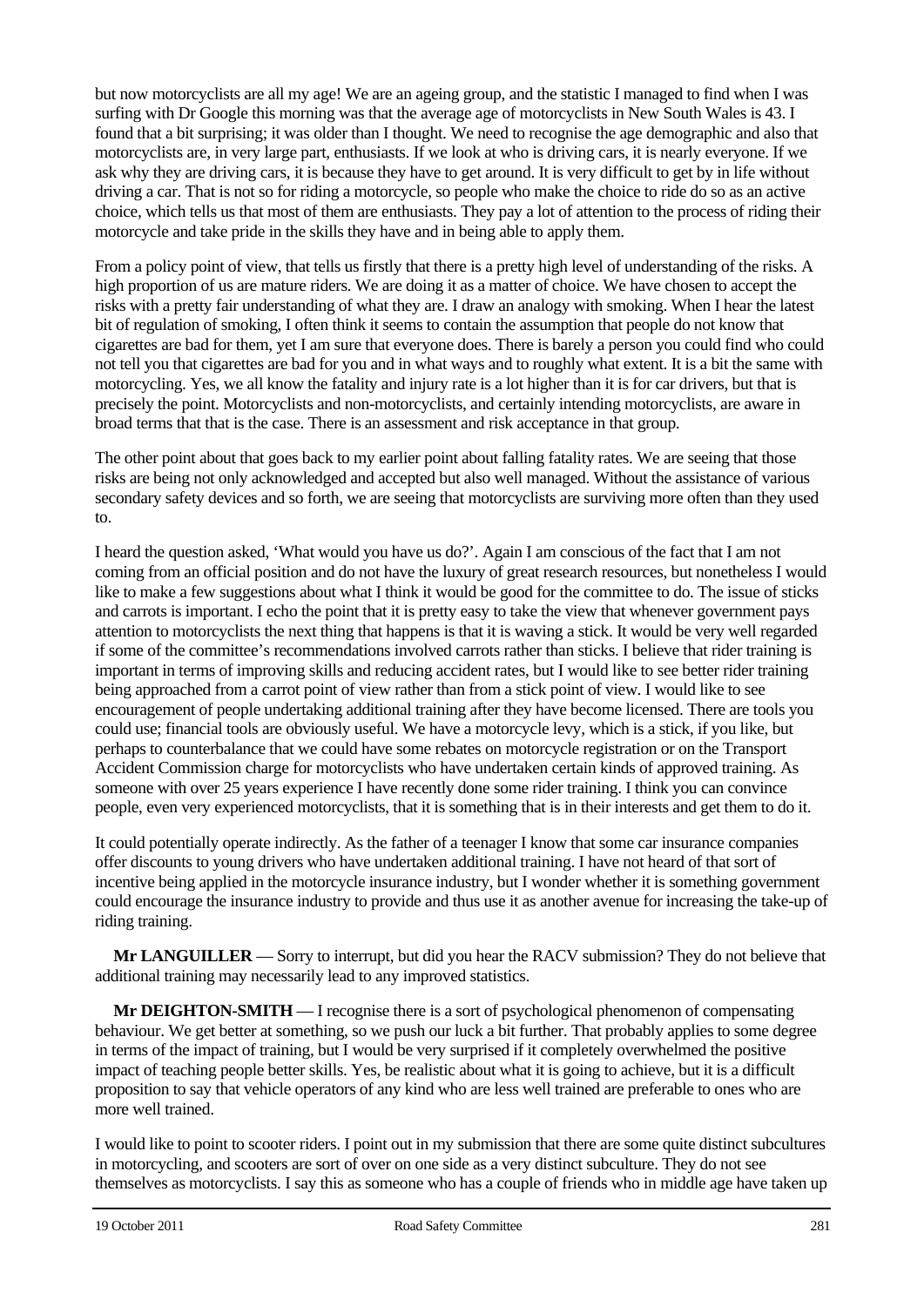but now motorcyclists are all my age! We are an ageing group, and the statistic I managed to find when I was surfing with Dr Google this morning was that the average age of motorcyclists in New South Wales is 43. I found that a bit surprising; it was older than I thought. We need to recognise the age demographic and also that motorcyclists are, in very large part, enthusiasts. If we look at who is driving cars, it is nearly everyone. If we ask why they are driving cars, it is because they have to get around. It is very difficult to get by in life without driving a car. That is not so for riding a motorcycle, so people who make the choice to ride do so as an active choice, which tells us that most of them are enthusiasts. They pay a lot of attention to the process of riding their motorcycle and take pride in the skills they have and in being able to apply them.

From a policy point of view, that tells us firstly that there is a pretty high level of understanding of the risks. A high proportion of us are mature riders. We are doing it as a matter of choice. We have chosen to accept the risks with a pretty fair understanding of what they are. I draw an analogy with smoking. When I hear the latest bit of regulation of smoking, I often think it seems to contain the assumption that people do not know that cigarettes are bad for them, yet I am sure that everyone does. There is barely a person you could find who could not tell you that cigarettes are bad for you and in what ways and to roughly what extent. It is a bit the same with motorcycling. Yes, we all know the fatality and injury rate is a lot higher than it is for car drivers, but that is precisely the point. Motorcyclists and non-motorcyclists, and certainly intending motorcyclists, are aware in broad terms that that is the case. There is an assessment and risk acceptance in that group.

The other point about that goes back to my earlier point about falling fatality rates. We are seeing that those risks are being not only acknowledged and accepted but also well managed. Without the assistance of various secondary safety devices and so forth, we are seeing that motorcyclists are surviving more often than they used to.

I heard the question asked, 'What would you have us do?'. Again I am conscious of the fact that I am not coming from an official position and do not have the luxury of great research resources, but nonetheless I would like to make a few suggestions about what I think it would be good for the committee to do. The issue of sticks and carrots is important. I echo the point that it is pretty easy to take the view that whenever government pays attention to motorcyclists the next thing that happens is that it is waving a stick. It would be very well regarded if some of the committee's recommendations involved carrots rather than sticks. I believe that rider training is important in terms of improving skills and reducing accident rates, but I would like to see better rider training being approached from a carrot point of view rather than from a stick point of view. I would like to see encouragement of people undertaking additional training after they have become licensed. There are tools you could use; financial tools are obviously useful. We have a motorcycle levy, which is a stick, if you like, but perhaps to counterbalance that we could have some rebates on motorcycle registration or on the Transport Accident Commission charge for motorcyclists who have undertaken certain kinds of approved training. As someone with over 25 years experience I have recently done some rider training. I think you can convince people, even very experienced motorcyclists, that it is something that is in their interests and get them to do it.

It could potentially operate indirectly. As the father of a teenager I know that some car insurance companies offer discounts to young drivers who have undertaken additional training. I have not heard of that sort of incentive being applied in the motorcycle insurance industry, but I wonder whether it is something government could encourage the insurance industry to provide and thus use it as another avenue for increasing the take-up of riding training.

**Mr LANGUILLER** — Sorry to interrupt, but did you hear the RACV submission? They do not believe that additional training may necessarily lead to any improved statistics.

**Mr DEIGHTON-SMITH** — I recognise there is a sort of psychological phenomenon of compensating behaviour. We get better at something, so we push our luck a bit further. That probably applies to some degree in terms of the impact of training, but I would be very surprised if it completely overwhelmed the positive impact of teaching people better skills. Yes, be realistic about what it is going to achieve, but it is a difficult proposition to say that vehicle operators of any kind who are less well trained are preferable to ones who are more well trained.

I would like to point to scooter riders. I point out in my submission that there are some quite distinct subcultures in motorcycling, and scooters are sort of over on one side as a very distinct subculture. They do not see themselves as motorcyclists. I say this as someone who has a couple of friends who in middle age have taken up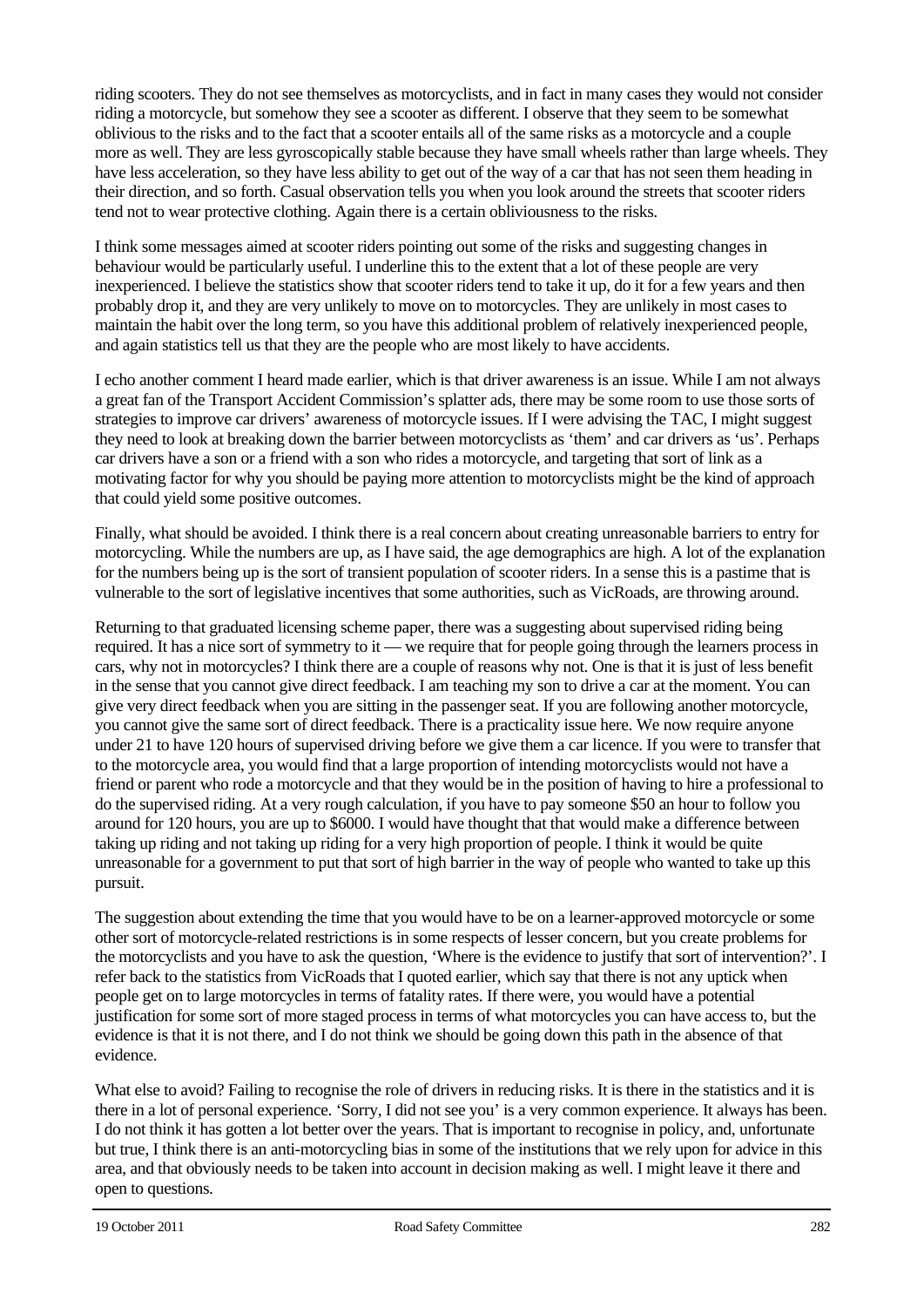riding scooters. They do not see themselves as motorcyclists, and in fact in many cases they would not consider riding a motorcycle, but somehow they see a scooter as different. I observe that they seem to be somewhat oblivious to the risks and to the fact that a scooter entails all of the same risks as a motorcycle and a couple more as well. They are less gyroscopically stable because they have small wheels rather than large wheels. They have less acceleration, so they have less ability to get out of the way of a car that has not seen them heading in their direction, and so forth. Casual observation tells you when you look around the streets that scooter riders tend not to wear protective clothing. Again there is a certain obliviousness to the risks.

I think some messages aimed at scooter riders pointing out some of the risks and suggesting changes in behaviour would be particularly useful. I underline this to the extent that a lot of these people are very inexperienced. I believe the statistics show that scooter riders tend to take it up, do it for a few years and then probably drop it, and they are very unlikely to move on to motorcycles. They are unlikely in most cases to maintain the habit over the long term, so you have this additional problem of relatively inexperienced people, and again statistics tell us that they are the people who are most likely to have accidents.

I echo another comment I heard made earlier, which is that driver awareness is an issue. While I am not always a great fan of the Transport Accident Commission's splatter ads, there may be some room to use those sorts of strategies to improve car drivers' awareness of motorcycle issues. If I were advising the TAC, I might suggest they need to look at breaking down the barrier between motorcyclists as 'them' and car drivers as 'us'. Perhaps car drivers have a son or a friend with a son who rides a motorcycle, and targeting that sort of link as a motivating factor for why you should be paying more attention to motorcyclists might be the kind of approach that could yield some positive outcomes.

Finally, what should be avoided. I think there is a real concern about creating unreasonable barriers to entry for motorcycling. While the numbers are up, as I have said, the age demographics are high. A lot of the explanation for the numbers being up is the sort of transient population of scooter riders. In a sense this is a pastime that is vulnerable to the sort of legislative incentives that some authorities, such as VicRoads, are throwing around.

Returning to that graduated licensing scheme paper, there was a suggesting about supervised riding being required. It has a nice sort of symmetry to it — we require that for people going through the learners process in cars, why not in motorcycles? I think there are a couple of reasons why not. One is that it is just of less benefit in the sense that you cannot give direct feedback. I am teaching my son to drive a car at the moment. You can give very direct feedback when you are sitting in the passenger seat. If you are following another motorcycle, you cannot give the same sort of direct feedback. There is a practicality issue here. We now require anyone under 21 to have 120 hours of supervised driving before we give them a car licence. If you were to transfer that to the motorcycle area, you would find that a large proportion of intending motorcyclists would not have a friend or parent who rode a motorcycle and that they would be in the position of having to hire a professional to do the supervised riding. At a very rough calculation, if you have to pay someone $50 an hour to follow you around for 120 hours, you are up to $6000. I would have thought that that would make a difference between taking up riding and not taking up riding for a very high proportion of people. I think it would be quite unreasonable for a government to put that sort of high barrier in the way of people who wanted to take up this pursuit.

The suggestion about extending the time that you would have to be on a learner-approved motorcycle or some other sort of motorcycle-related restrictions is in some respects of lesser concern, but you create problems for the motorcyclists and you have to ask the question, 'Where is the evidence to justify that sort of intervention?'. I refer back to the statistics from VicRoads that I quoted earlier, which say that there is not any uptick when people get on to large motorcycles in terms of fatality rates. If there were, you would have a potential justification for some sort of more staged process in terms of what motorcycles you can have access to, but the evidence is that it is not there, and I do not think we should be going down this path in the absence of that evidence.

What else to avoid? Failing to recognise the role of drivers in reducing risks. It is there in the statistics and it is there in a lot of personal experience. 'Sorry, I did not see you' is a very common experience. It always has been. I do not think it has gotten a lot better over the years. That is important to recognise in policy, and, unfortunate but true, I think there is an anti-motorcycling bias in some of the institutions that we rely upon for advice in this area, and that obviously needs to be taken into account in decision making as well. I might leave it there and open to questions.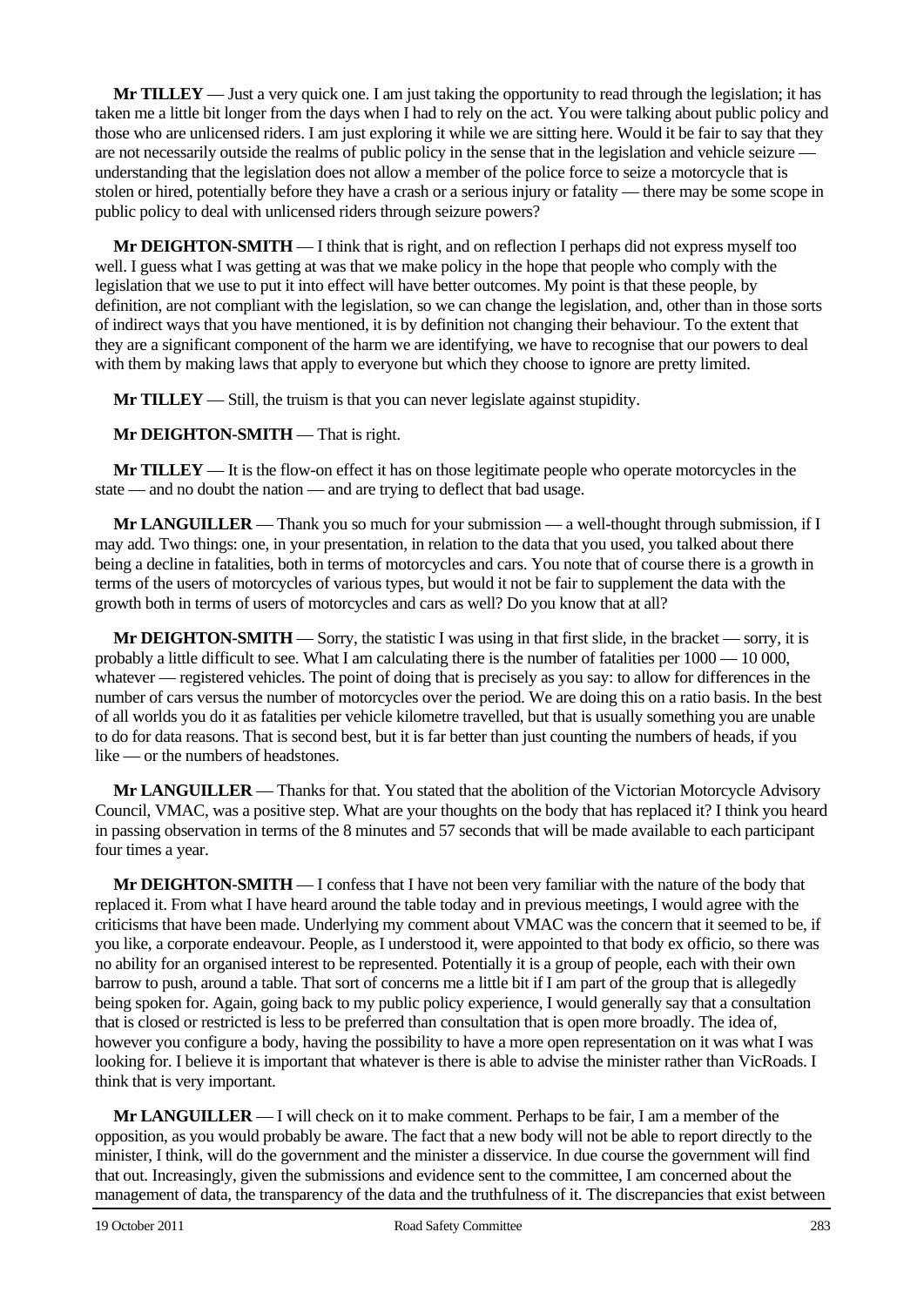**Mr TILLEY** — Just a very quick one. I am just taking the opportunity to read through the legislation; it has taken me a little bit longer from the days when I had to rely on the act. You were talking about public policy and those who are unlicensed riders. I am just exploring it while we are sitting here. Would it be fair to say that they are not necessarily outside the realms of public policy in the sense that in the legislation and vehicle seizure — understanding that the legislation does not allow a member of the police force to seize a motorcycle that is stolen or hired, potentially before they have a crash or a serious injury or fatality — there may be some scope in public policy to deal with unlicensed riders through seizure powers?

**Mr DEIGHTON-SMITH** — I think that is right, and on reflection I perhaps did not express myself too well. I guess what I was getting at was that we make policy in the hope that people who comply with the legislation that we use to put it into effect will have better outcomes. My point is that these people, by definition, are not compliant with the legislation, so we can change the legislation, and, other than in those sorts of indirect ways that you have mentioned, it is by definition not changing their behaviour. To the extent that they are a significant component of the harm we are identifying, we have to recognise that our powers to deal with them by making laws that apply to everyone but which they choose to ignore are pretty limited.

**Mr TILLEY** — Still, the truism is that you can never legislate against stupidity.

**Mr DEIGHTON-SMITH** — That is right.

**Mr TILLEY** — It is the flow-on effect it has on those legitimate people who operate motorcycles in the state — and no doubt the nation — and are trying to deflect that bad usage.

**Mr LANGUILLER** — Thank you so much for your submission — a well-thought through submission, if I may add. Two things: one, in your presentation, in relation to the data that you used, you talked about there being a decline in fatalities, both in terms of motorcycles and cars. You note that of course there is a growth in terms of the users of motorcycles of various types, but would it not be fair to supplement the data with the growth both in terms of users of motorcycles and cars as well? Do you know that at all?

**Mr DEIGHTON-SMITH** — Sorry, the statistic I was using in that first slide, in the bracket — sorry, it is probably a little difficult to see. What I am calculating there is the number of fatalities per 1000 — 10 000, whatever — registered vehicles. The point of doing that is precisely as you say: to allow for differences in the number of cars versus the number of motorcycles over the period. We are doing this on a ratio basis. In the best of all worlds you do it as fatalities per vehicle kilometre travelled, but that is usually something you are unable to do for data reasons. That is second best, but it is far better than just counting the numbers of heads, if you like — or the numbers of headstones.

**Mr LANGUILLER** — Thanks for that. You stated that the abolition of the Victorian Motorcycle Advisory Council, VMAC, was a positive step. What are your thoughts on the body that has replaced it? I think you heard in passing observation in terms of the 8 minutes and 57 seconds that will be made available to each participant four times a year.

**Mr DEIGHTON-SMITH** — I confess that I have not been very familiar with the nature of the body that replaced it. From what I have heard around the table today and in previous meetings, I would agree with the criticisms that have been made. Underlying my comment about VMAC was the concern that it seemed to be, if you like, a corporate endeavour. People, as I understood it, were appointed to that body ex officio, so there was no ability for an organised interest to be represented. Potentially it is a group of people, each with their own barrow to push, around a table. That sort of concerns me a little bit if I am part of the group that is allegedly being spoken for. Again, going back to my public policy experience, I would generally say that a consultation that is closed or restricted is less to be preferred than consultation that is open more broadly. The idea of, however you configure a body, having the possibility to have a more open representation on it was what I was looking for. I believe it is important that whatever is there is able to advise the minister rather than VicRoads. I think that is very important.

**Mr LANGUILLER** — I will check on it to make comment. Perhaps to be fair, I am a member of the opposition, as you would probably be aware. The fact that a new body will not be able to report directly to the minister, I think, will do the government and the minister a disservice. In due course the government will find that out. Increasingly, given the submissions and evidence sent to the committee, I am concerned about the management of data, the transparency of the data and the truthfulness of it. The discrepancies that exist between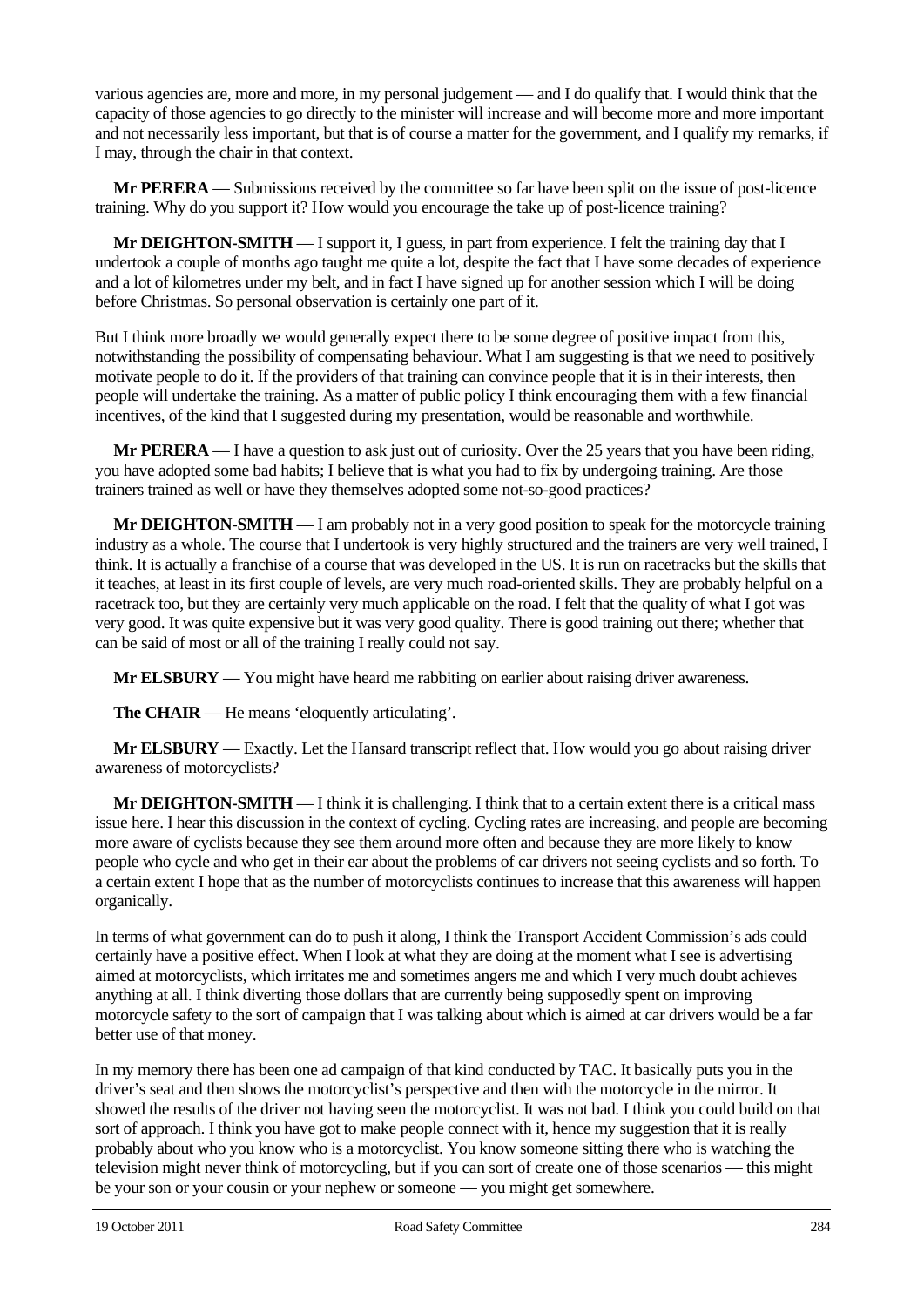various agencies are, more and more, in my personal judgement — and I do qualify that. I would think that the capacity of those agencies to go directly to the minister will increase and will become more and more important and not necessarily less important, but that is of course a matter for the government, and I qualify my remarks, if I may, through the chair in that context.

**Mr PERERA** — Submissions received by the committee so far have been split on the issue of post-licence training. Why do you support it? How would you encourage the take up of post-licence training?

**Mr DEIGHTON-SMITH** — I support it, I guess, in part from experience. I felt the training day that I undertook a couple of months ago taught me quite a lot, despite the fact that I have some decades of experience and a lot of kilometres under my belt, and in fact I have signed up for another session which I will be doing before Christmas. So personal observation is certainly one part of it.

But I think more broadly we would generally expect there to be some degree of positive impact from this, notwithstanding the possibility of compensating behaviour. What I am suggesting is that we need to positively motivate people to do it. If the providers of that training can convince people that it is in their interests, then people will undertake the training. As a matter of public policy I think encouraging them with a few financial incentives, of the kind that I suggested during my presentation, would be reasonable and worthwhile.

**Mr PERERA** — I have a question to ask just out of curiosity. Over the 25 years that you have been riding, you have adopted some bad habits; I believe that is what you had to fix by undergoing training. Are those trainers trained as well or have they themselves adopted some not-so-good practices?

**Mr DEIGHTON-SMITH** — I am probably not in a very good position to speak for the motorcycle training industry as a whole. The course that I undertook is very highly structured and the trainers are very well trained, I think. It is actually a franchise of a course that was developed in the US. It is run on racetracks but the skills that it teaches, at least in its first couple of levels, are very much road-oriented skills. They are probably helpful on a racetrack too, but they are certainly very much applicable on the road. I felt that the quality of what I got was very good. It was quite expensive but it was very good quality. There is good training out there; whether that can be said of most or all of the training I really could not say.

**Mr ELSBURY** — You might have heard me rabbiting on earlier about raising driver awareness.

**The CHAIR** — He means 'eloquently articulating'.

**Mr ELSBURY** — Exactly. Let the Hansard transcript reflect that. How would you go about raising driver awareness of motorcyclists?

**Mr DEIGHTON-SMITH** — I think it is challenging. I think that to a certain extent there is a critical mass issue here. I hear this discussion in the context of cycling. Cycling rates are increasing, and people are becoming more aware of cyclists because they see them around more often and because they are more likely to know people who cycle and who get in their ear about the problems of car drivers not seeing cyclists and so forth. To a certain extent I hope that as the number of motorcyclists continues to increase that this awareness will happen organically.

In terms of what government can do to push it along, I think the Transport Accident Commission's ads could certainly have a positive effect. When I look at what they are doing at the moment what I see is advertising aimed at motorcyclists, which irritates me and sometimes angers me and which I very much doubt achieves anything at all. I think diverting those dollars that are currently being supposedly spent on improving motorcycle safety to the sort of campaign that I was talking about which is aimed at car drivers would be a far better use of that money.

In my memory there has been one ad campaign of that kind conducted by TAC. It basically puts you in the driver's seat and then shows the motorcyclist's perspective and then with the motorcycle in the mirror. It showed the results of the driver not having seen the motorcyclist. It was not bad. I think you could build on that sort of approach. I think you have got to make people connect with it, hence my suggestion that it is really probably about who you know who is a motorcyclist. You know someone sitting there who is watching the television might never think of motorcycling, but if you can sort of create one of those scenarios — this might be your son or your cousin or your nephew or someone — you might get somewhere.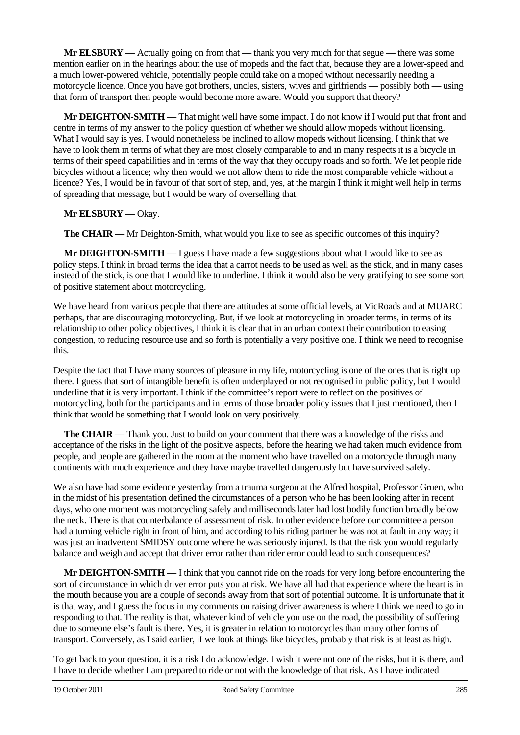**Mr ELSBURY** — Actually going on from that — thank you very much for that segue — there was some mention earlier on in the hearings about the use of mopeds and the fact that, because they are a lower-speed and a much lower-powered vehicle, potentially people could take on a moped without necessarily needing a motorcycle licence. Once you have got brothers, uncles, sisters, wives and girlfriends — possibly both — using that form of transport then people would become more aware. Would you support that theory?

**Mr DEIGHTON-SMITH** — That might well have some impact. I do not know if I would put that front and centre in terms of my answer to the policy question of whether we should allow mopeds without licensing. What I would say is yes. I would nonetheless be inclined to allow mopeds without licensing. I think that we have to look them in terms of what they are most closely comparable to and in many respects it is a bicycle in terms of their speed capabilities and in terms of the way that they occupy roads and so forth. We let people ride bicycles without a licence; why then would we not allow them to ride the most comparable vehicle without a licence? Yes, I would be in favour of that sort of step, and, yes, at the margin I think it might well help in terms of spreading that message, but I would be wary of overselling that.

**Mr ELSBURY** — Okay.

**The CHAIR** — Mr Deighton-Smith, what would you like to see as specific outcomes of this inquiry?

**Mr DEIGHTON-SMITH** — I guess I have made a few suggestions about what I would like to see as policy steps. I think in broad terms the idea that a carrot needs to be used as well as the stick, and in many cases instead of the stick, is one that I would like to underline. I think it would also be very gratifying to see some sort of positive statement about motorcycling.

We have heard from various people that there are attitudes at some official levels, at VicRoads and at MUARC perhaps, that are discouraging motorcycling. But, if we look at motorcycling in broader terms, in terms of its relationship to other policy objectives, I think it is clear that in an urban context their contribution to easing congestion, to reducing resource use and so forth is potentially a very positive one. I think we need to recognise this.

Despite the fact that I have many sources of pleasure in my life, motorcycling is one of the ones that is right up there. I guess that sort of intangible benefit is often underplayed or not recognised in public policy, but I would underline that it is very important. I think if the committee's report were to reflect on the positives of motorcycling, both for the participants and in terms of those broader policy issues that I just mentioned, then I think that would be something that I would look on very positively.

**The CHAIR** — Thank you. Just to build on your comment that there was a knowledge of the risks and acceptance of the risks in the light of the positive aspects, before the hearing we had taken much evidence from people, and people are gathered in the room at the moment who have travelled on a motorcycle through many continents with much experience and they have maybe travelled dangerously but have survived safely.

We also have had some evidence yesterday from a trauma surgeon at the Alfred hospital, Professor Gruen, who in the midst of his presentation defined the circumstances of a person who he has been looking after in recent days, who one moment was motorcycling safely and milliseconds later had lost bodily function broadly below the neck. There is that counterbalance of assessment of risk. In other evidence before our committee a person had a turning vehicle right in front of him, and according to his riding partner he was not at fault in any way; it was just an inadvertent SMIDSY outcome where he was seriously injured. Is that the risk you would regularly balance and weigh and accept that driver error rather than rider error could lead to such consequences?

**Mr DEIGHTON-SMITH** — I think that you cannot ride on the roads for very long before encountering the sort of circumstance in which driver error puts you at risk. We have all had that experience where the heart is in the mouth because you are a couple of seconds away from that sort of potential outcome. It is unfortunate that it is that way, and I guess the focus in my comments on raising driver awareness is where I think we need to go in responding to that. The reality is that, whatever kind of vehicle you use on the road, the possibility of suffering due to someone else's fault is there. Yes, it is greater in relation to motorcycles than many other forms of transport. Conversely, as I said earlier, if we look at things like bicycles, probably that risk is at least as high.

To get back to your question, it is a risk I do acknowledge. I wish it were not one of the risks, but it is there, and I have to decide whether I am prepared to ride or not with the knowledge of that risk. As I have indicated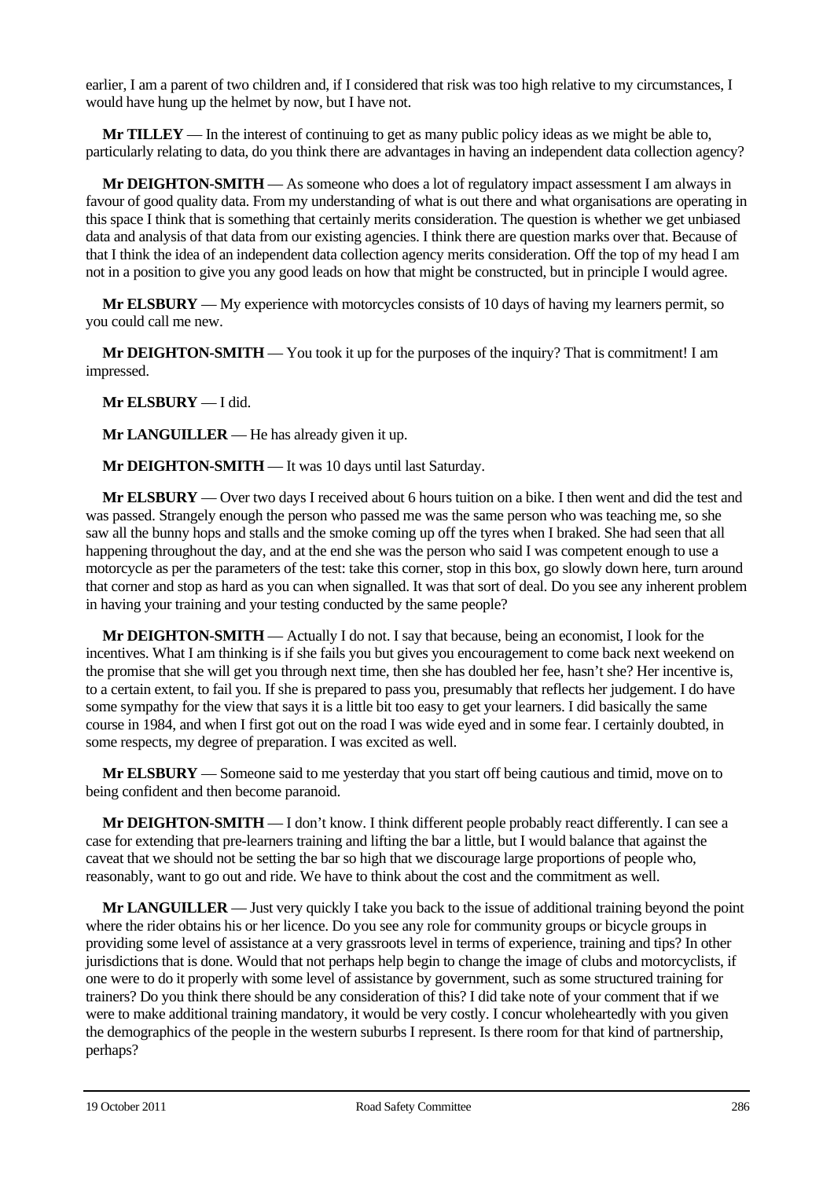earlier, I am a parent of two children and, if I considered that risk was too high relative to my circumstances, I would have hung up the helmet by now, but I have not.

**Mr TILLEY** — In the interest of continuing to get as many public policy ideas as we might be able to, particularly relating to data, do you think there are advantages in having an independent data collection agency?

**Mr DEIGHTON-SMITH** — As someone who does a lot of regulatory impact assessment I am always in favour of good quality data. From my understanding of what is out there and what organisations are operating in this space I think that is something that certainly merits consideration. The question is whether we get unbiased data and analysis of that data from our existing agencies. I think there are question marks over that. Because of that I think the idea of an independent data collection agency merits consideration. Off the top of my head I am not in a position to give you any good leads on how that might be constructed, but in principle I would agree.

**Mr ELSBURY** — My experience with motorcycles consists of 10 days of having my learners permit, so you could call me new.

**Mr DEIGHTON-SMITH** — You took it up for the purposes of the inquiry? That is commitment! I am impressed.

**Mr ELSBURY** — I did.

**Mr LANGUILLER** — He has already given it up.

**Mr DEIGHTON-SMITH** — It was 10 days until last Saturday.

**Mr ELSBURY** — Over two days I received about 6 hours tuition on a bike. I then went and did the test and was passed. Strangely enough the person who passed me was the same person who was teaching me, so she saw all the bunny hops and stalls and the smoke coming up off the tyres when I braked. She had seen that all happening throughout the day, and at the end she was the person who said I was competent enough to use a motorcycle as per the parameters of the test: take this corner, stop in this box, go slowly down here, turn around that corner and stop as hard as you can when signalled. It was that sort of deal. Do you see any inherent problem in having your training and your testing conducted by the same people?

**Mr DEIGHTON-SMITH** — Actually I do not. I say that because, being an economist, I look for the incentives. What I am thinking is if she fails you but gives you encouragement to come back next weekend on the promise that she will get you through next time, then she has doubled her fee, hasn't she? Her incentive is, to a certain extent, to fail you. If she is prepared to pass you, presumably that reflects her judgement. I do have some sympathy for the view that says it is a little bit too easy to get your learners. I did basically the same course in 1984, and when I first got out on the road I was wide eyed and in some fear. I certainly doubted, in some respects, my degree of preparation. I was excited as well.

**Mr ELSBURY** — Someone said to me yesterday that you start off being cautious and timid, move on to being confident and then become paranoid.

**Mr DEIGHTON-SMITH** — I don't know. I think different people probably react differently. I can see a case for extending that pre-learners training and lifting the bar a little, but I would balance that against the caveat that we should not be setting the bar so high that we discourage large proportions of people who, reasonably, want to go out and ride. We have to think about the cost and the commitment as well.

**Mr LANGUILLER** — Just very quickly I take you back to the issue of additional training beyond the point where the rider obtains his or her licence. Do you see any role for community groups or bicycle groups in providing some level of assistance at a very grassroots level in terms of experience, training and tips? In other jurisdictions that is done. Would that not perhaps help begin to change the image of clubs and motorcyclists, if one were to do it properly with some level of assistance by government, such as some structured training for trainers? Do you think there should be any consideration of this? I did take note of your comment that if we were to make additional training mandatory, it would be very costly. I concur wholeheartedly with you given the demographics of the people in the western suburbs I represent. Is there room for that kind of partnership, perhaps?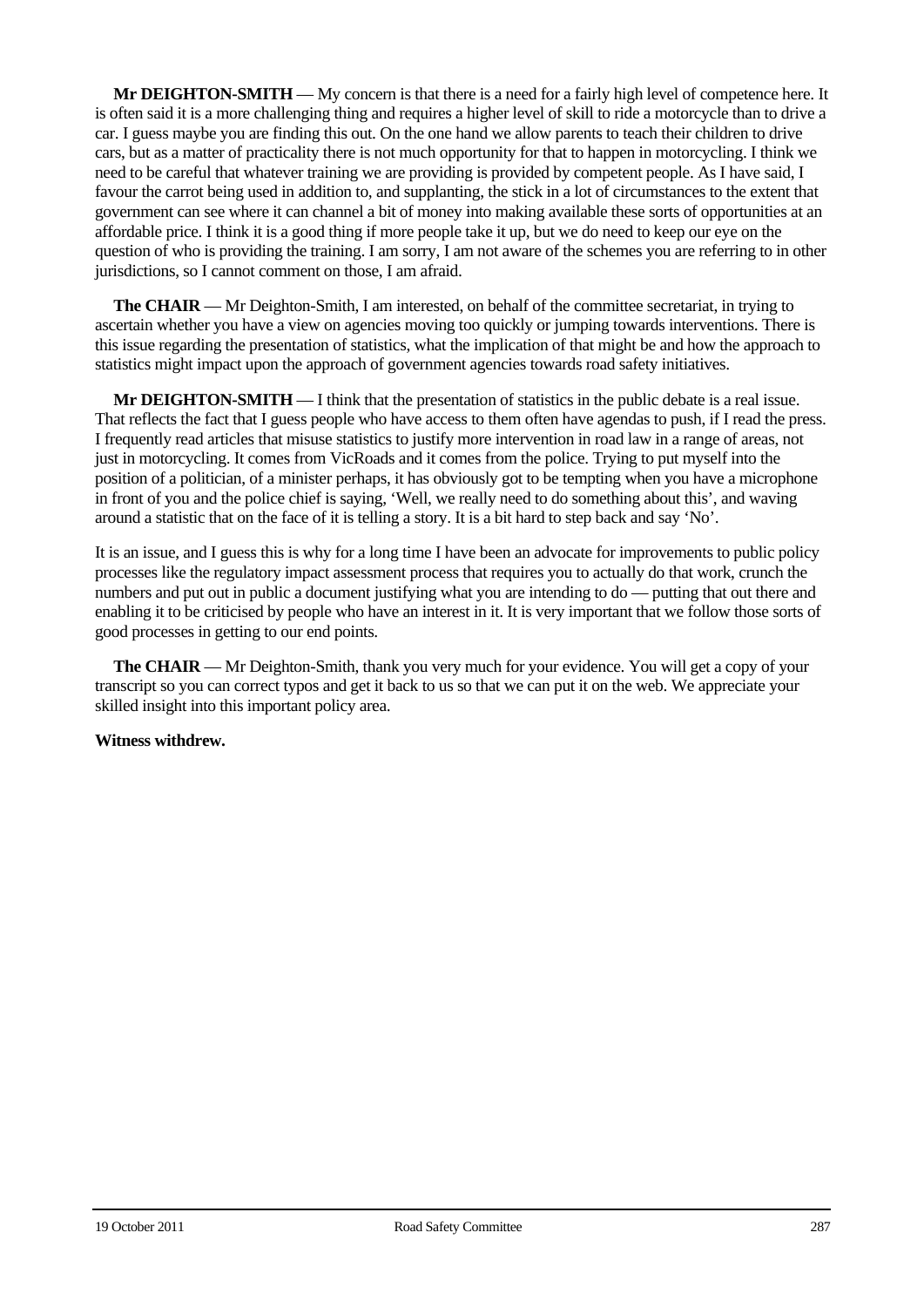**Mr DEIGHTON-SMITH** — My concern is that there is a need for a fairly high level of competence here. It is often said it is a more challenging thing and requires a higher level of skill to ride a motorcycle than to drive a car. I guess maybe you are finding this out. On the one hand we allow parents to teach their children to drive cars, but as a matter of practicality there is not much opportunity for that to happen in motorcycling. I think we need to be careful that whatever training we are providing is provided by competent people. As I have said, I favour the carrot being used in addition to, and supplanting, the stick in a lot of circumstances to the extent that government can see where it can channel a bit of money into making available these sorts of opportunities at an affordable price. I think it is a good thing if more people take it up, but we do need to keep our eye on the question of who is providing the training. I am sorry, I am not aware of the schemes you are referring to in other jurisdictions, so I cannot comment on those, I am afraid.

**The CHAIR** — Mr Deighton-Smith, I am interested, on behalf of the committee secretariat, in trying to ascertain whether you have a view on agencies moving too quickly or jumping towards interventions. There is this issue regarding the presentation of statistics, what the implication of that might be and how the approach to statistics might impact upon the approach of government agencies towards road safety initiatives.

**Mr DEIGHTON-SMITH** — I think that the presentation of statistics in the public debate is a real issue. That reflects the fact that I guess people who have access to them often have agendas to push, if I read the press. I frequently read articles that misuse statistics to justify more intervention in road law in a range of areas, not just in motorcycling. It comes from VicRoads and it comes from the police. Trying to put myself into the position of a politician, of a minister perhaps, it has obviously got to be tempting when you have a microphone in front of you and the police chief is saying, 'Well, we really need to do something about this', and waving around a statistic that on the face of it is telling a story. It is a bit hard to step back and say 'No'.

It is an issue, and I guess this is why for a long time I have been an advocate for improvements to public policy processes like the regulatory impact assessment process that requires you to actually do that work, crunch the numbers and put out in public a document justifying what you are intending to do — putting that out there and enabling it to be criticised by people who have an interest in it. It is very important that we follow those sorts of good processes in getting to our end points.

**The CHAIR** — Mr Deighton-Smith, thank you very much for your evidence. You will get a copy of your transcript so you can correct typos and get it back to us so that we can put it on the web. We appreciate your skilled insight into this important policy area.

**Witness withdrew.**